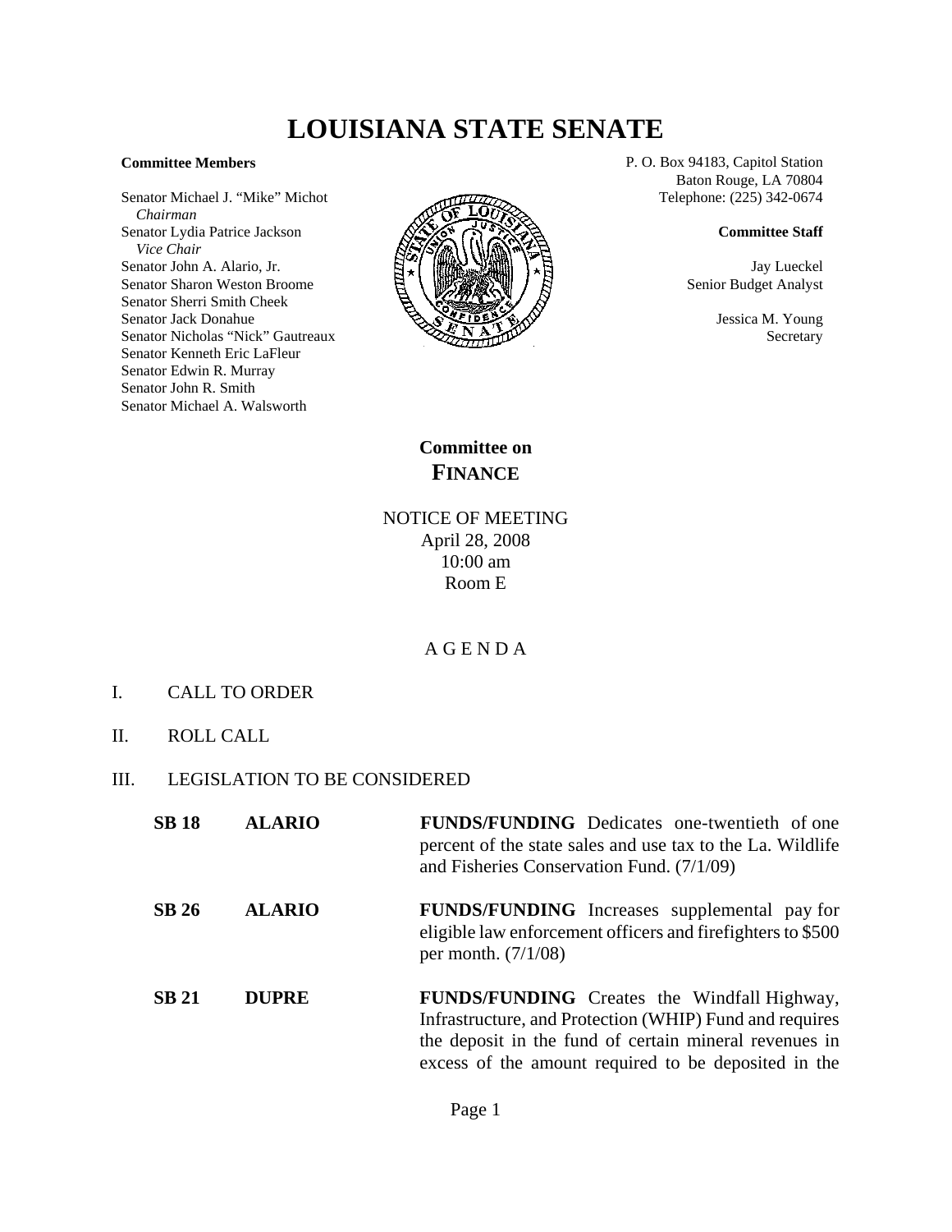# LOUISIANA STATE SENATE

**Committee Members**

Senator Michael J. "Mike" Michot
*Chairman*
Senator Lydia Patrice Jackson
*Vice Chair*
Senator John A. Alario, Jr.
Senator Sharon Weston Broome
Senator Sherri Smith Cheek
Senator Jack Donahue
Senator Nicholas "Nick" Gautreaux
Senator Kenneth Eric LaFleur
Senator Edwin R. Murray
Senator John R. Smith
Senator Michael A. Walsworth

P. O. Box 94183, Capitol Station
Baton Rouge, LA 70804
Telephone: (225) 342-0674

**Committee Staff**

Jay Lueckel
Senior Budget Analyst

Jessica M. Young
Secretary

## Committee on FINANCE

NOTICE OF MEETING
April 28, 2008
10:00 am
Room E

A G E N D A

I. CALL TO ORDER

II. ROLL CALL

III. LEGISLATION TO BE CONSIDERED

**SB 18** **ALARIO** **FUNDS/FUNDING** Dedicates one-twentieth of one percent of the state sales and use tax to the La. Wildlife and Fisheries Conservation Fund. (7/1/09)

**SB 26** **ALARIO** **FUNDS/FUNDING** Increases supplemental pay for eligible law enforcement officers and firefighters to $500 per month. (7/1/08)

**SB 21** **DUPRE** **FUNDS/FUNDING** Creates the Windfall Highway, Infrastructure, and Protection (WHIP) Fund and requires the deposit in the fund of certain mineral revenues in excess of the amount required to be deposited in the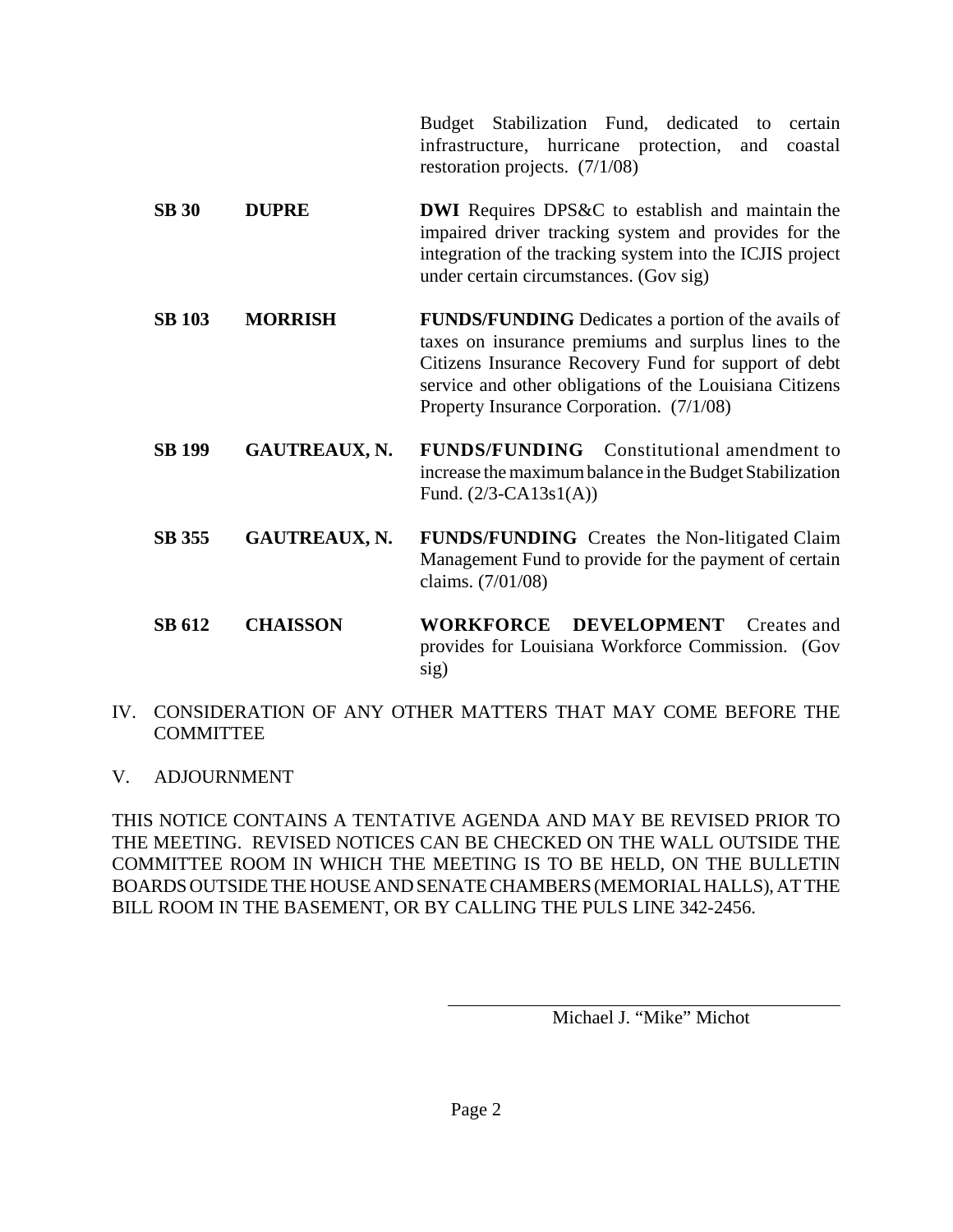| | | |
|---|---|---|
| | | Budget Stabilization Fund, dedicated to certain infrastructure, hurricane protection, and coastal restoration projects. (7/1/08) |
| **SB 30** | **DUPRE** | **DWI** Requires DPS&C to establish and maintain the impaired driver tracking system and provides for the integration of the tracking system into the ICJIS project under certain circumstances. (Gov sig) |
| **SB 103** | **MORRISH** | **FUNDS/FUNDING** Dedicates a portion of the avails of taxes on insurance premiums and surplus lines to the Citizens Insurance Recovery Fund for support of debt service and other obligations of the Louisiana Citizens Property Insurance Corporation. (7/1/08) |
| **SB 199** | **GAUTREAUX, N.** | **FUNDS/FUNDING** Constitutional amendment to increase the maximum balance in the Budget Stabilization Fund. (2/3-CA13s1(A)) |
| **SB 355** | **GAUTREAUX, N.** | **FUNDS/FUNDING** Creates the Non-litigated Claim Management Fund to provide for the payment of certain claims. (7/01/08) |
| **SB 612** | **CHAISSON** | **WORKFORCE DEVELOPMENT** Creates and provides for Louisiana Workforce Commission. (Gov sig) |

IV. CONSIDERATION OF ANY OTHER MATTERS THAT MAY COME BEFORE THE COMMITTEE

V. ADJOURNMENT

THIS NOTICE CONTAINS A TENTATIVE AGENDA AND MAY BE REVISED PRIOR TO THE MEETING. REVISED NOTICES CAN BE CHECKED ON THE WALL OUTSIDE THE COMMITTEE ROOM IN WHICH THE MEETING IS TO BE HELD, ON THE BULLETIN BOARDS OUTSIDE THE HOUSE AND SENATE CHAMBERS (MEMORIAL HALLS), AT THE BILL ROOM IN THE BASEMENT, OR BY CALLING THE PULS LINE 342-2456.

Michael J. "Mike" Michot